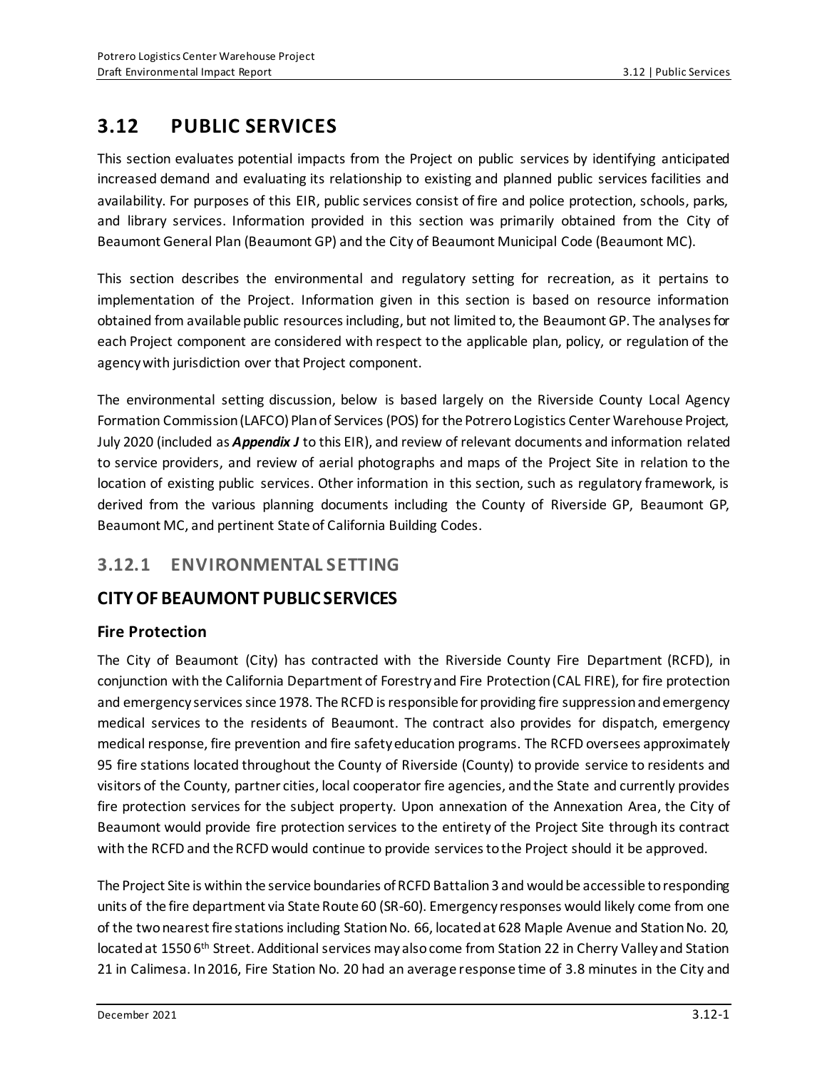# 3.12 PUBLIC SERVICES

This section evaluates potential impacts from the Project on public services by identifying anticipated increased demand and evaluating its relationship to existing and planned public services facilities and availability. For purposes of this EIR, public services consist of fire and police protection, schools, parks, and library services. Information provided in this section was primarily obtained from the City of Beaumont General Plan (Beaumont GP) and the City of Beaumont Municipal Code (Beaumont MC).

This section describes the environmental and regulatory setting for recreation, as it pertains to implementation of the Project. Information given in this section is based on resource information obtained from available public resources including, but not limited to, the Beaumont GP. The analyses for each Project component are considered with respect to the applicable plan, policy, or regulation of the agency with jurisdiction over that Project component.

The environmental setting discussion, below is based largely on the Riverside County Local Agency Formation Commission (LAFCO) Plan of Services (POS) for the Potrero Logistics Center Warehouse Project, July 2020 (included as ***Appendix J*** to this EIR), and review of relevant documents and information related to service providers, and review of aerial photographs and maps of the Project Site in relation to the location of existing public services. Other information in this section, such as regulatory framework, is derived from the various planning documents including the County of Riverside GP, Beaumont GP, Beaumont MC, and pertinent State of California Building Codes.

## 3.12.1 ENVIRONMENTAL SETTING

## CITY OF BEAUMONT PUBLIC SERVICES

### Fire Protection

The City of Beaumont (City) has contracted with the Riverside County Fire Department (RCFD), in conjunction with the California Department of Forestry and Fire Protection (CAL FIRE), for fire protection and emergency services since 1978. The RCFD is responsible for providing fire suppression and emergency medical services to the residents of Beaumont. The contract also provides for dispatch, emergency medical response, fire prevention and fire safety education programs. The RCFD oversees approximately 95 fire stations located throughout the County of Riverside (County) to provide service to residents and visitors of the County, partner cities, local cooperator fire agencies, and the State and currently provides fire protection services for the subject property. Upon annexation of the Annexation Area, the City of Beaumont would provide fire protection services to the entirety of the Project Site through its contract with the RCFD and the RCFD would continue to provide services to the Project should it be approved.

The Project Site is within the service boundaries of RCFD Battalion 3 and would be accessible to responding units of the fire department via State Route 60 (SR-60). Emergency responses would likely come from one of the two nearest fire stations including Station No. 66, located at 628 Maple Avenue and Station No. 20, located at 1550 6th Street. Additional services may also come from Station 22 in Cherry Valley and Station 21 in Calimesa. In 2016, Fire Station No. 20 had an average response time of 3.8 minutes in the City and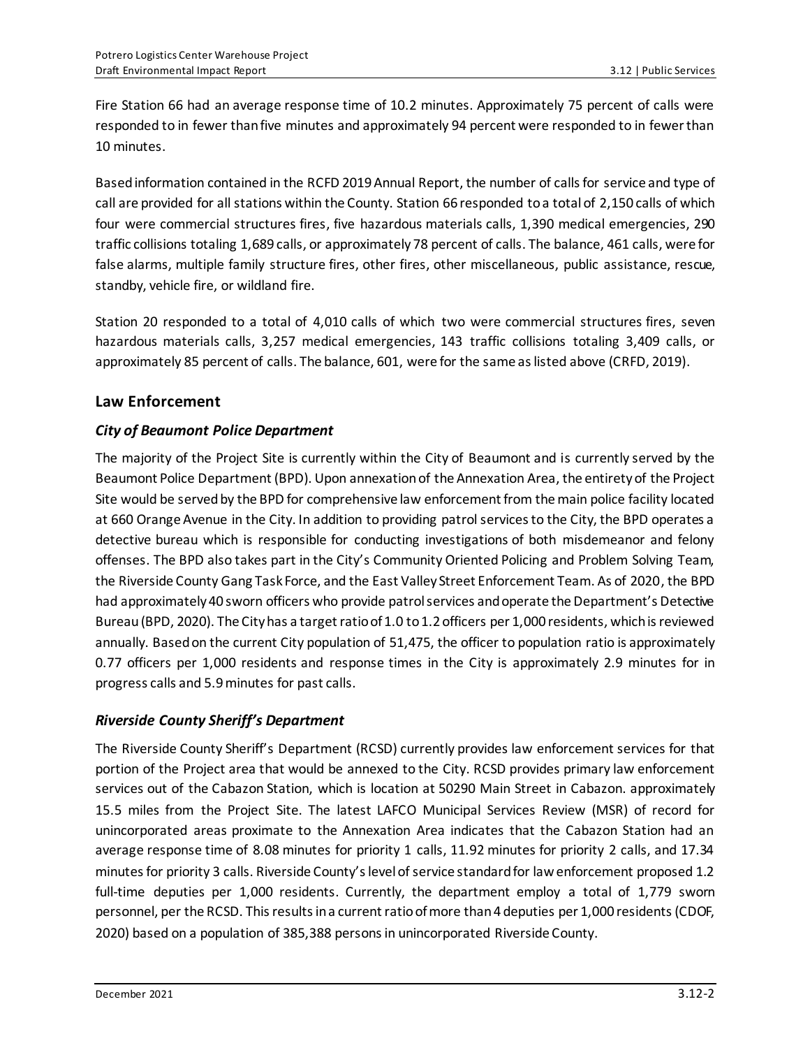Fire Station 66 had an average response time of 10.2 minutes. Approximately 75 percent of calls were responded to in fewer than five minutes and approximately 94 percent were responded to in fewer than 10 minutes.

Based information contained in the RCFD 2019 Annual Report, the number of calls for service and type of call are provided for all stations within the County. Station 66 responded to a total of 2,150 calls of which four were commercial structures fires, five hazardous materials calls, 1,390 medical emergencies, 290 traffic collisions totaling 1,689 calls, or approximately 78 percent of calls. The balance, 461 calls, were for false alarms, multiple family structure fires, other fires, other miscellaneous, public assistance, rescue, standby, vehicle fire, or wildland fire.

Station 20 responded to a total of 4,010 calls of which two were commercial structures fires, seven hazardous materials calls, 3,257 medical emergencies, 143 traffic collisions totaling 3,409 calls, or approximately 85 percent of calls. The balance, 601, were for the same as listed above (CRFD, 2019).

## Law Enforcement

### *City of Beaumont Police Department*

The majority of the Project Site is currently within the City of Beaumont and is currently served by the Beaumont Police Department (BPD). Upon annexation of the Annexation Area, the entirety of the Project Site would be served by the BPD for comprehensive law enforcement from the main police facility located at 660 Orange Avenue in the City. In addition to providing patrol services to the City, the BPD operates a detective bureau which is responsible for conducting investigations of both misdemeanor and felony offenses. The BPD also takes part in the City's Community Oriented Policing and Problem Solving Team, the Riverside County Gang Task Force, and the East Valley Street Enforcement Team. As of 2020, the BPD had approximately 40 sworn officers who provide patrol services and operate the Department's Detective Bureau (BPD, 2020). The City has a target ratio of 1.0 to 1.2 officers per 1,000 residents, which is reviewed annually. Based on the current City population of 51,475, the officer to population ratio is approximately 0.77 officers per 1,000 residents and response times in the City is approximately 2.9 minutes for in progress calls and 5.9 minutes for past calls.

### *Riverside County Sheriff's Department*

The Riverside County Sheriff's Department (RCSD) currently provides law enforcement services for that portion of the Project area that would be annexed to the City. RCSD provides primary law enforcement services out of the Cabazon Station, which is location at 50290 Main Street in Cabazon. approximately 15.5 miles from the Project Site. The latest LAFCO Municipal Services Review (MSR) of record for unincorporated areas proximate to the Annexation Area indicates that the Cabazon Station had an average response time of 8.08 minutes for priority 1 calls, 11.92 minutes for priority 2 calls, and 17.34 minutes for priority 3 calls. Riverside County's level of service standard for law enforcement proposed 1.2 full-time deputies per 1,000 residents. Currently, the department employ a total of 1,779 sworn personnel, per the RCSD. This results in a current ratio of more than 4 deputies per 1,000 residents (CDOF, 2020) based on a population of 385,388 persons in unincorporated Riverside County.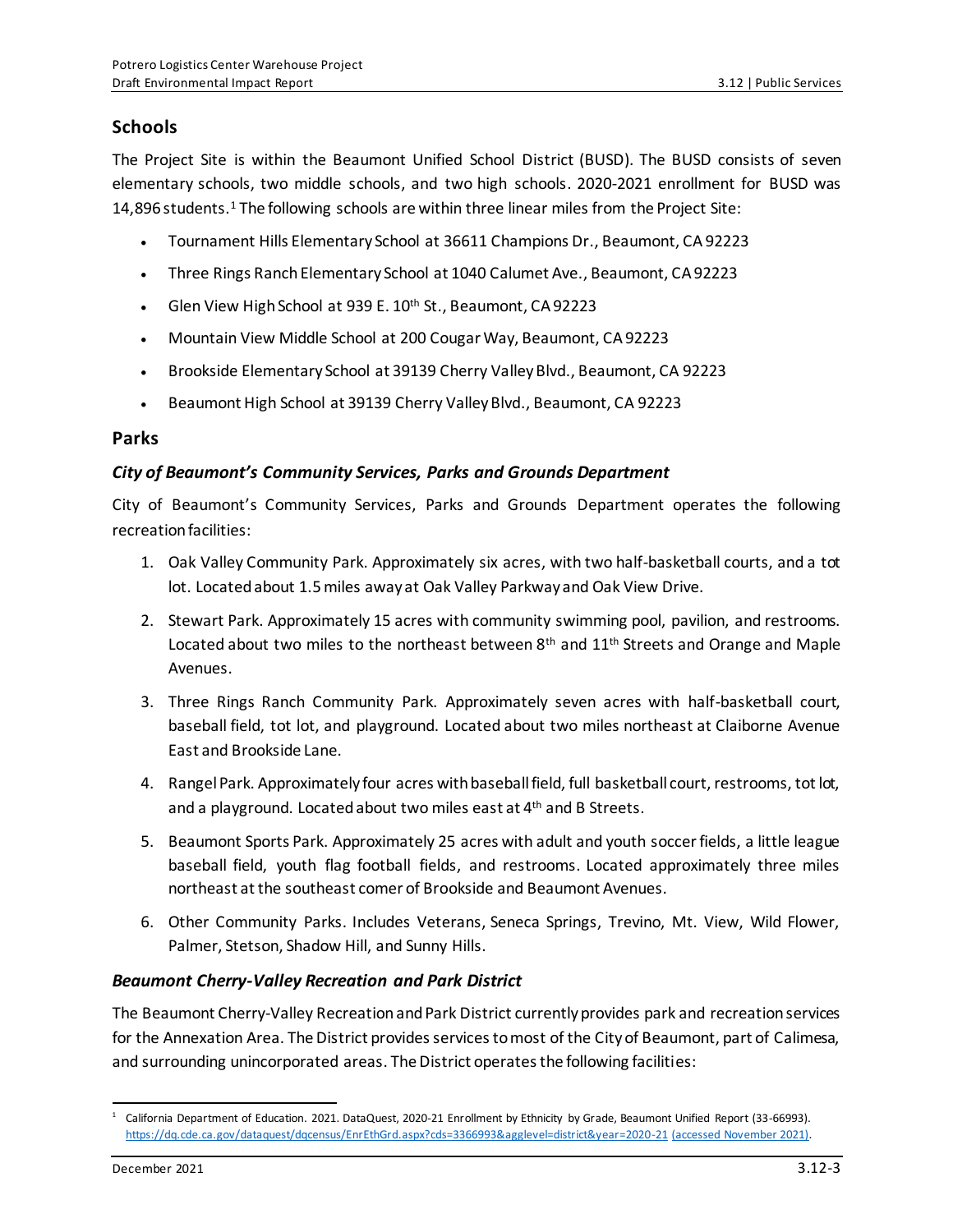## Schools

The Project Site is within the Beaumont Unified School District (BUSD). The BUSD consists of seven elementary schools, two middle schools, and two high schools. 2020-2021 enrollment for BUSD was 14,896 students.[1] The following schools are within three linear miles from the Project Site:

- Tournament Hills Elementary School at 36611 Champions Dr., Beaumont, CA 92223
- Three Rings Ranch Elementary School at 1040 Calumet Ave., Beaumont, CA 92223
- Glen View High School at 939 E. 10th St., Beaumont, CA 92223
- Mountain View Middle School at 200 Cougar Way, Beaumont, CA 92223
- Brookside Elementary School at 39139 Cherry Valley Blvd., Beaumont, CA 92223
- Beaumont High School at 39139 Cherry Valley Blvd., Beaumont, CA 92223

## Parks

### *City of Beaumont's Community Services, Parks and Grounds Department*

City of Beaumont's Community Services, Parks and Grounds Department operates the following recreation facilities:

1. Oak Valley Community Park. Approximately six acres, with two half-basketball courts, and a tot lot. Located about 1.5 miles away at Oak Valley Parkway and Oak View Drive.
2. Stewart Park. Approximately 15 acres with community swimming pool, pavilion, and restrooms. Located about two miles to the northeast between 8th and 11th Streets and Orange and Maple Avenues.
3. Three Rings Ranch Community Park. Approximately seven acres with half-basketball court, baseball field, tot lot, and playground. Located about two miles northeast at Claiborne Avenue East and Brookside Lane.
4. Rangel Park. Approximately four acres with baseball field, full basketball court, restrooms, tot lot, and a playground. Located about two miles east at 4th and B Streets.
5. Beaumont Sports Park. Approximately 25 acres with adult and youth soccer fields, a little league baseball field, youth flag football fields, and restrooms. Located approximately three miles northeast at the southeast comer of Brookside and Beaumont Avenues.
6. Other Community Parks. Includes Veterans, Seneca Springs, Trevino, Mt. View, Wild Flower, Palmer, Stetson, Shadow Hill, and Sunny Hills.

### *Beaumont Cherry-Valley Recreation and Park District*

The Beaumont Cherry-Valley Recreation and Park District currently provides park and recreation services for the Annexation Area. The District provides services to most of the City of Beaumont, part of Calimesa, and surrounding unincorporated areas. The District operates the following facilities:

---

[1] California Department of Education. 2021. DataQuest, 2020-21 Enrollment by Ethnicity by Grade, Beaumont Unified Report (33-66993). https://dq.cde.ca.gov/dataquest/dqcensus/EnrEthGrd.aspx?cds=3366993&agglevel=district&year=2020-21 (accessed November 2021).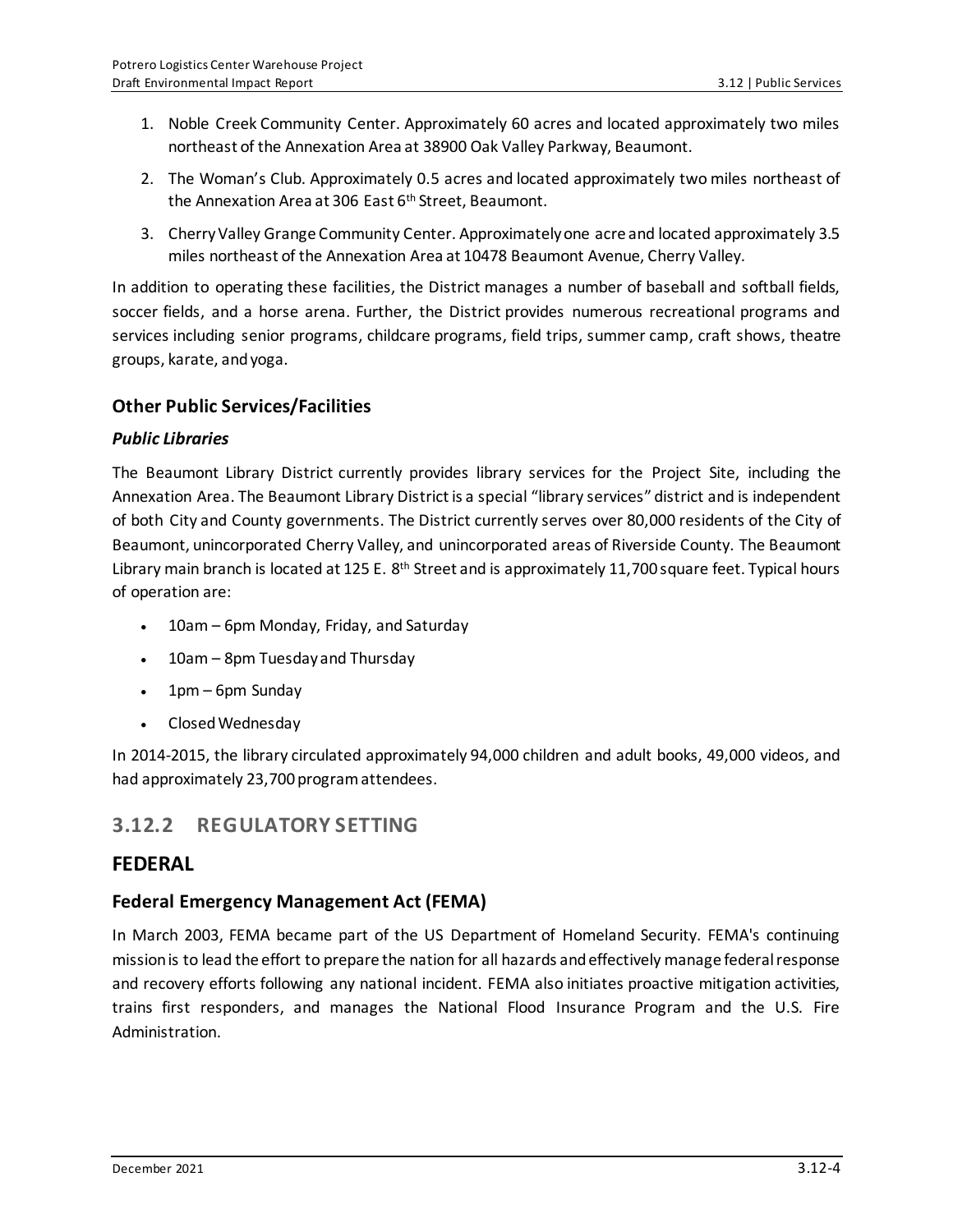1. Noble Creek Community Center. Approximately 60 acres and located approximately two miles northeast of the Annexation Area at 38900 Oak Valley Parkway, Beaumont.
2. The Woman's Club. Approximately 0.5 acres and located approximately two miles northeast of the Annexation Area at 306 East 6th Street, Beaumont.
3. Cherry Valley Grange Community Center. Approximately one acre and located approximately 3.5 miles northeast of the Annexation Area at 10478 Beaumont Avenue, Cherry Valley.

In addition to operating these facilities, the District manages a number of baseball and softball fields, soccer fields, and a horse arena. Further, the District provides numerous recreational programs and services including senior programs, childcare programs, field trips, summer camp, craft shows, theatre groups, karate, and yoga.

### Other Public Services/Facilities

#### *Public Libraries*

The Beaumont Library District currently provides library services for the Project Site, including the Annexation Area. The Beaumont Library District is a special "library services" district and is independent of both City and County governments. The District currently serves over 80,000 residents of the City of Beaumont, unincorporated Cherry Valley, and unincorporated areas of Riverside County. The Beaumont Library main branch is located at 125 E. 8th Street and is approximately 11,700 square feet. Typical hours of operation are:

- 10am – 6pm Monday, Friday, and Saturday
- 10am – 8pm Tuesday and Thursday
- 1pm – 6pm Sunday
- Closed Wednesday

In 2014-2015, the library circulated approximately 94,000 children and adult books, 49,000 videos, and had approximately 23,700 program attendees.

## 3.12.2 REGULATORY SETTING

## FEDERAL

### Federal Emergency Management Act (FEMA)

In March 2003, FEMA became part of the US Department of Homeland Security. FEMA's continuing mission is to lead the effort to prepare the nation for all hazards and effectively manage federal response and recovery efforts following any national incident. FEMA also initiates proactive mitigation activities, trains first responders, and manages the National Flood Insurance Program and the U.S. Fire Administration.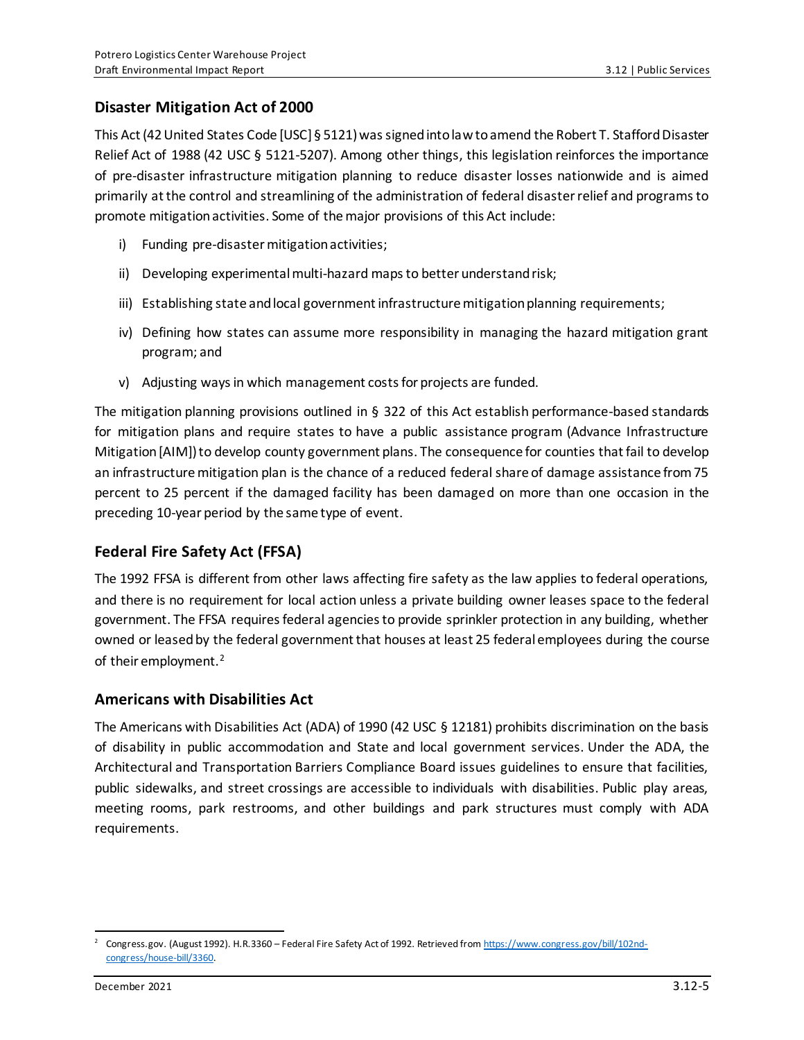## Disaster Mitigation Act of 2000

This Act (42 United States Code [USC] § 5121) was signed into law to amend the Robert T. Stafford Disaster Relief Act of 1988 (42 USC § 5121-5207). Among other things, this legislation reinforces the importance of pre-disaster infrastructure mitigation planning to reduce disaster losses nationwide and is aimed primarily at the control and streamlining of the administration of federal disaster relief and programs to promote mitigation activities. Some of the major provisions of this Act include:

i) Funding pre-disaster mitigation activities;

ii) Developing experimental multi-hazard maps to better understand risk;

iii) Establishing state and local government infrastructure mitigation planning requirements;

iv) Defining how states can assume more responsibility in managing the hazard mitigation grant program; and

v) Adjusting ways in which management costs for projects are funded.

The mitigation planning provisions outlined in § 322 of this Act establish performance-based standards for mitigation plans and require states to have a public assistance program (Advance Infrastructure Mitigation [AIM]) to develop county government plans. The consequence for counties that fail to develop an infrastructure mitigation plan is the chance of a reduced federal share of damage assistance from 75 percent to 25 percent if the damaged facility has been damaged on more than one occasion in the preceding 10-year period by the same type of event.

## Federal Fire Safety Act (FFSA)

The 1992 FFSA is different from other laws affecting fire safety as the law applies to federal operations, and there is no requirement for local action unless a private building owner leases space to the federal government. The FFSA requires federal agencies to provide sprinkler protection in any building, whether owned or leased by the federal government that houses at least 25 federal employees during the course of their employment.[2]

## Americans with Disabilities Act

The Americans with Disabilities Act (ADA) of 1990 (42 USC § 12181) prohibits discrimination on the basis of disability in public accommodation and State and local government services. Under the ADA, the Architectural and Transportation Barriers Compliance Board issues guidelines to ensure that facilities, public sidewalks, and street crossings are accessible to individuals with disabilities. Public play areas, meeting rooms, park restrooms, and other buildings and park structures must comply with ADA requirements.

---

[2] Congress.gov. (August 1992). H.R.3360 – Federal Fire Safety Act of 1992. Retrieved from https://www.congress.gov/bill/102nd-congress/house-bill/3360.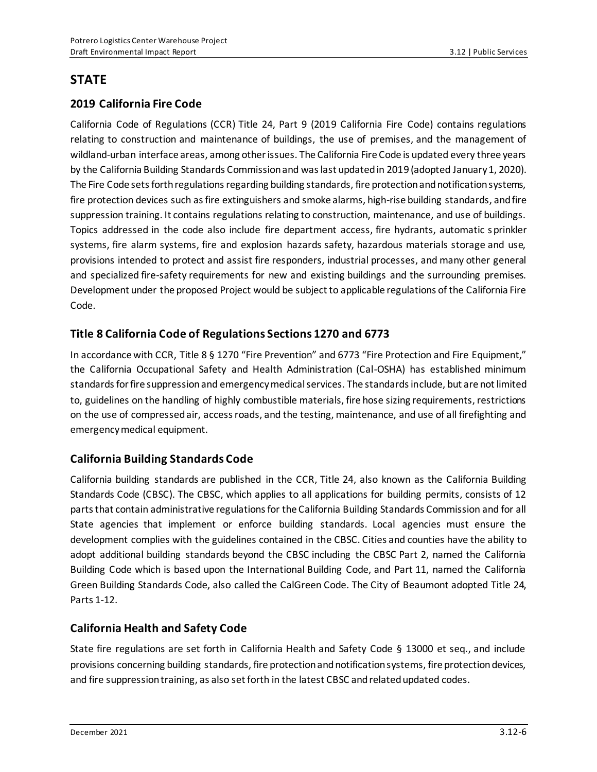## STATE

### 2019 California Fire Code

California Code of Regulations (CCR) Title 24, Part 9 (2019 California Fire Code) contains regulations relating to construction and maintenance of buildings, the use of premises, and the management of wildland-urban interface areas, among other issues. The California Fire Code is updated every three years by the California Building Standards Commission and was last updated in 2019 (adopted January 1, 2020). The Fire Code sets forth regulations regarding building standards, fire protection and notification systems, fire protection devices such as fire extinguishers and smoke alarms, high-rise building standards, and fire suppression training. It contains regulations relating to construction, maintenance, and use of buildings. Topics addressed in the code also include fire department access, fire hydrants, automatic sprinkler systems, fire alarm systems, fire and explosion hazards safety, hazardous materials storage and use, provisions intended to protect and assist fire responders, industrial processes, and many other general and specialized fire-safety requirements for new and existing buildings and the surrounding premises. Development under the proposed Project would be subject to applicable regulations of the California Fire Code.

### Title 8 California Code of Regulations Sections 1270 and 6773

In accordance with CCR, Title 8 § 1270 "Fire Prevention" and 6773 "Fire Protection and Fire Equipment," the California Occupational Safety and Health Administration (Cal-OSHA) has established minimum standards for fire suppression and emergency medical services. The standards include, but are not limited to, guidelines on the handling of highly combustible materials, fire hose sizing requirements, restrictions on the use of compressed air, access roads, and the testing, maintenance, and use of all firefighting and emergency medical equipment.

### California Building Standards Code

California building standards are published in the CCR, Title 24, also known as the California Building Standards Code (CBSC). The CBSC, which applies to all applications for building permits, consists of 12 parts that contain administrative regulations for the California Building Standards Commission and for all State agencies that implement or enforce building standards. Local agencies must ensure the development complies with the guidelines contained in the CBSC. Cities and counties have the ability to adopt additional building standards beyond the CBSC including the CBSC Part 2, named the California Building Code which is based upon the International Building Code, and Part 11, named the California Green Building Standards Code, also called the CalGreen Code. The City of Beaumont adopted Title 24, Parts 1-12.

### California Health and Safety Code

State fire regulations are set forth in California Health and Safety Code § 13000 et seq., and include provisions concerning building standards, fire protection and notification systems, fire protection devices, and fire suppression training, as also set forth in the latest CBSC and related updated codes.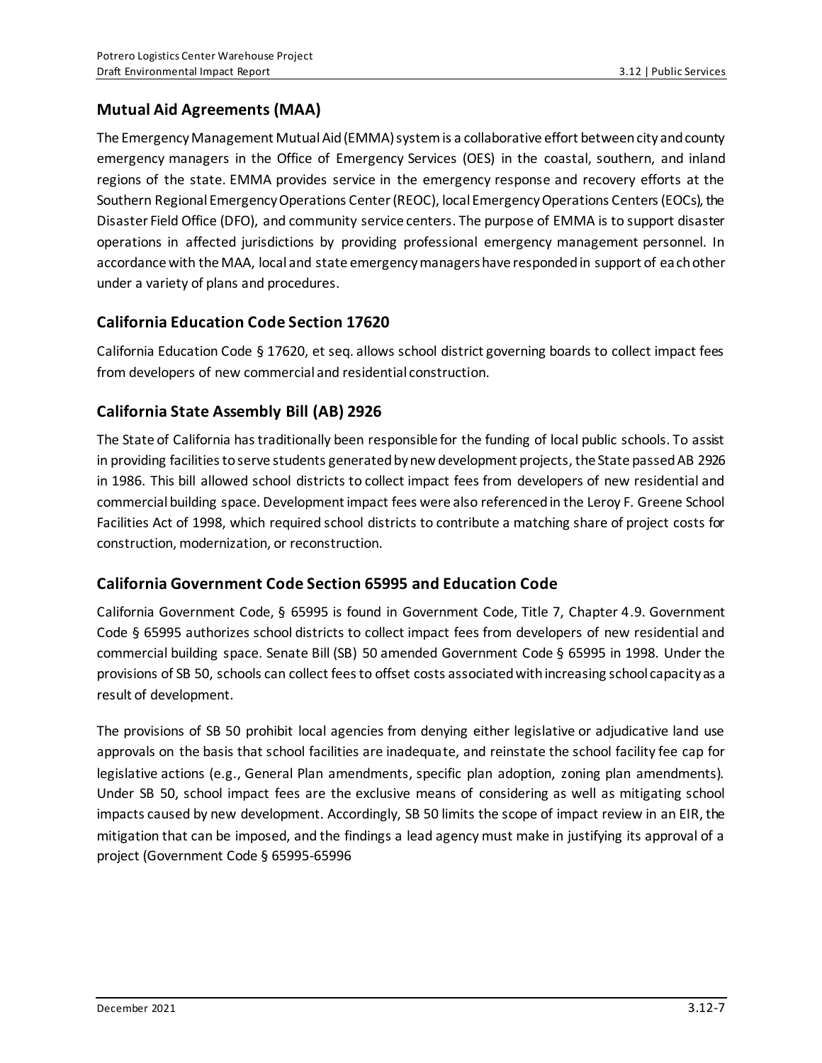## Mutual Aid Agreements (MAA)

The Emergency Management Mutual Aid (EMMA) system is a collaborative effort between city and county emergency managers in the Office of Emergency Services (OES) in the coastal, southern, and inland regions of the state. EMMA provides service in the emergency response and recovery efforts at the Southern Regional Emergency Operations Center (REOC), local Emergency Operations Centers (EOCs), the Disaster Field Office (DFO), and community service centers. The purpose of EMMA is to support disaster operations in affected jurisdictions by providing professional emergency management personnel. In accordance with the MAA, local and state emergency managers have responded in support of each other under a variety of plans and procedures.

## California Education Code Section 17620

California Education Code § 17620, et seq. allows school district governing boards to collect impact fees from developers of new commercial and residential construction.

## California State Assembly Bill (AB) 2926

The State of California has traditionally been responsible for the funding of local public schools. To assist in providing facilities to serve students generated by new development projects, the State passed AB 2926 in 1986. This bill allowed school districts to collect impact fees from developers of new residential and commercial building space. Development impact fees were also referenced in the Leroy F. Greene School Facilities Act of 1998, which required school districts to contribute a matching share of project costs for construction, modernization, or reconstruction.

## California Government Code Section 65995 and Education Code

California Government Code, § 65995 is found in Government Code, Title 7, Chapter 4.9. Government Code § 65995 authorizes school districts to collect impact fees from developers of new residential and commercial building space. Senate Bill (SB) 50 amended Government Code § 65995 in 1998. Under the provisions of SB 50, schools can collect fees to offset costs associated with increasing school capacity as a result of development.

The provisions of SB 50 prohibit local agencies from denying either legislative or adjudicative land use approvals on the basis that school facilities are inadequate, and reinstate the school facility fee cap for legislative actions (e.g., General Plan amendments, specific plan adoption, zoning plan amendments). Under SB 50, school impact fees are the exclusive means of considering as well as mitigating school impacts caused by new development. Accordingly, SB 50 limits the scope of impact review in an EIR, the mitigation that can be imposed, and the findings a lead agency must make in justifying its approval of a project (Government Code § 65995-65996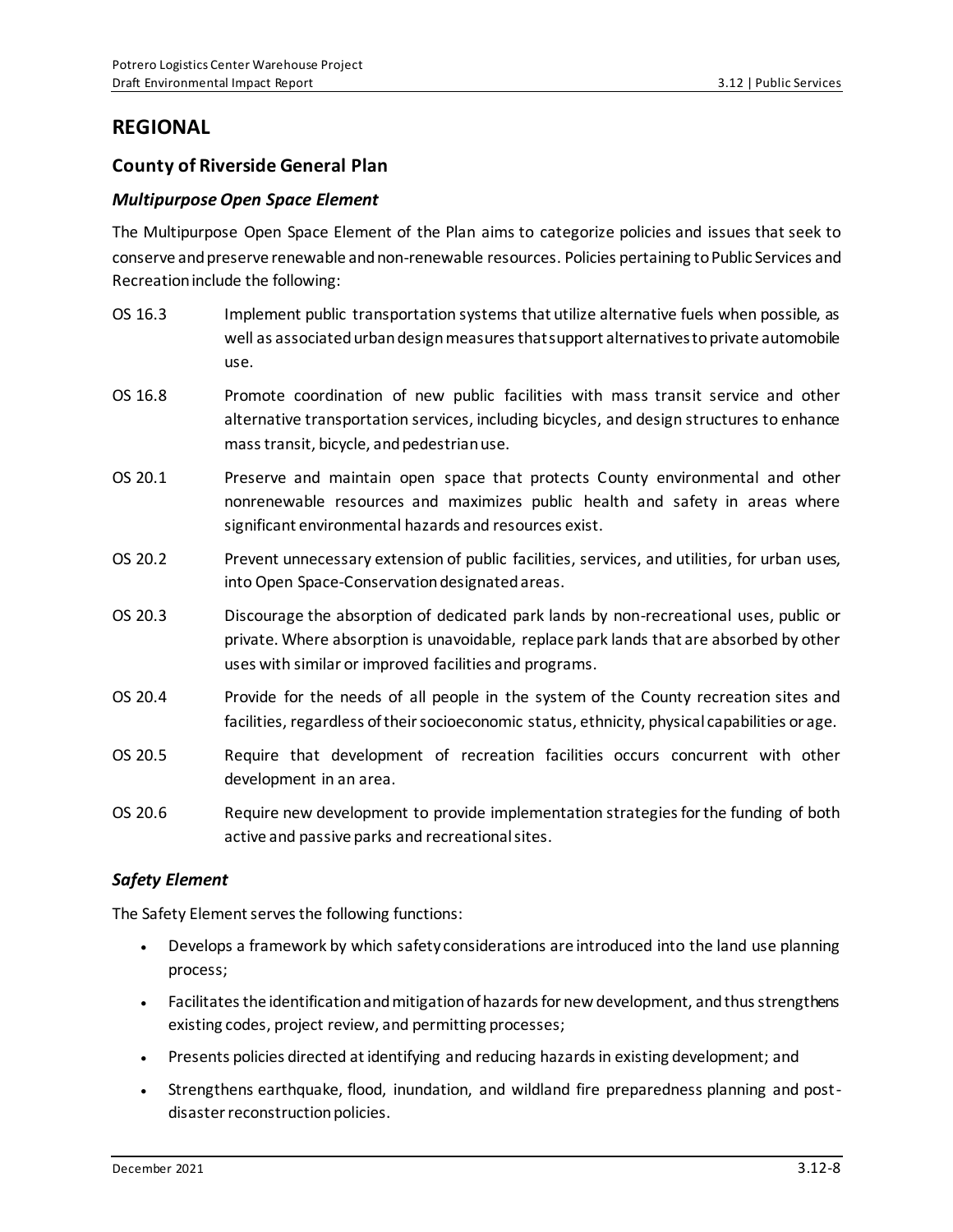## REGIONAL

### County of Riverside General Plan

#### *Multipurpose Open Space Element*

The Multipurpose Open Space Element of the Plan aims to categorize policies and issues that seek to conserve and preserve renewable and non-renewable resources. Policies pertaining to Public Services and Recreation include the following:

OS 16.3 Implement public transportation systems that utilize alternative fuels when possible, as well as associated urban design measures that support alternatives to private automobile use.

OS 16.8 Promote coordination of new public facilities with mass transit service and other alternative transportation services, including bicycles, and design structures to enhance mass transit, bicycle, and pedestrian use.

OS 20.1 Preserve and maintain open space that protects County environmental and other nonrenewable resources and maximizes public health and safety in areas where significant environmental hazards and resources exist.

OS 20.2 Prevent unnecessary extension of public facilities, services, and utilities, for urban uses, into Open Space-Conservation designated areas.

OS 20.3 Discourage the absorption of dedicated park lands by non-recreational uses, public or private. Where absorption is unavoidable, replace park lands that are absorbed by other uses with similar or improved facilities and programs.

OS 20.4 Provide for the needs of all people in the system of the County recreation sites and facilities, regardless of their socioeconomic status, ethnicity, physical capabilities or age.

OS 20.5 Require that development of recreation facilities occurs concurrent with other development in an area.

OS 20.6 Require new development to provide implementation strategies for the funding of both active and passive parks and recreational sites.

#### *Safety Element*

The Safety Element serves the following functions:

- Develops a framework by which safety considerations are introduced into the land use planning process;
- Facilitates the identification and mitigation of hazards for new development, and thus strengthens existing codes, project review, and permitting processes;
- Presents policies directed at identifying and reducing hazards in existing development; and
- Strengthens earthquake, flood, inundation, and wildland fire preparedness planning and post-disaster reconstruction policies.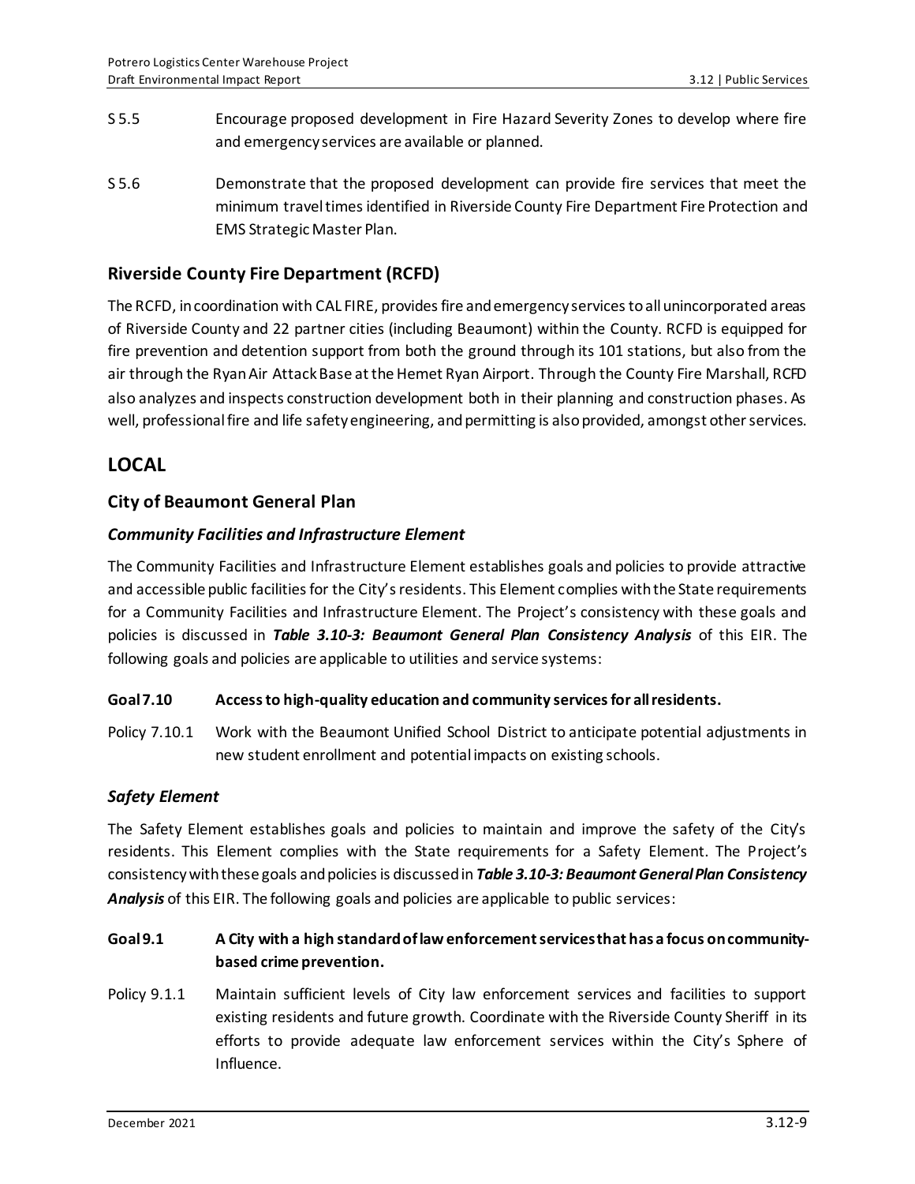S 5.5 Encourage proposed development in Fire Hazard Severity Zones to develop where fire and emergency services are available or planned.

S 5.6 Demonstrate that the proposed development can provide fire services that meet the minimum travel times identified in Riverside County Fire Department Fire Protection and EMS Strategic Master Plan.

### Riverside County Fire Department (RCFD)

The RCFD, in coordination with CAL FIRE, provides fire and emergency services to all unincorporated areas of Riverside County and 22 partner cities (including Beaumont) within the County. RCFD is equipped for fire prevention and detention support from both the ground through its 101 stations, but also from the air through the Ryan Air Attack Base at the Hemet Ryan Airport. Through the County Fire Marshall, RCFD also analyzes and inspects construction development both in their planning and construction phases. As well, professional fire and life safety engineering, and permitting is also provided, amongst other services.

## LOCAL

### City of Beaumont General Plan

#### *Community Facilities and Infrastructure Element*

The Community Facilities and Infrastructure Element establishes goals and policies to provide attractive and accessible public facilities for the City's residents. This Element complies with the State requirements for a Community Facilities and Infrastructure Element. The Project's consistency with these goals and policies is discussed in ***Table 3.10-3: Beaumont General Plan Consistency Analysis*** of this EIR. The following goals and policies are applicable to utilities and service systems:

**Goal 7.10 Access to high-quality education and community services for all residents.**

Policy 7.10.1 Work with the Beaumont Unified School District to anticipate potential adjustments in new student enrollment and potential impacts on existing schools.

#### *Safety Element*

The Safety Element establishes goals and policies to maintain and improve the safety of the City's residents. This Element complies with the State requirements for a Safety Element. The Project's consistency with these goals and policies is discussed in ***Table 3.10-3: Beaumont General Plan Consistency Analysis*** of this EIR. The following goals and policies are applicable to public services:

**Goal 9.1 A City with a high standard of law enforcement services that has a focus on community-based crime prevention.**

Policy 9.1.1 Maintain sufficient levels of City law enforcement services and facilities to support existing residents and future growth. Coordinate with the Riverside County Sheriff in its efforts to provide adequate law enforcement services within the City's Sphere of Influence.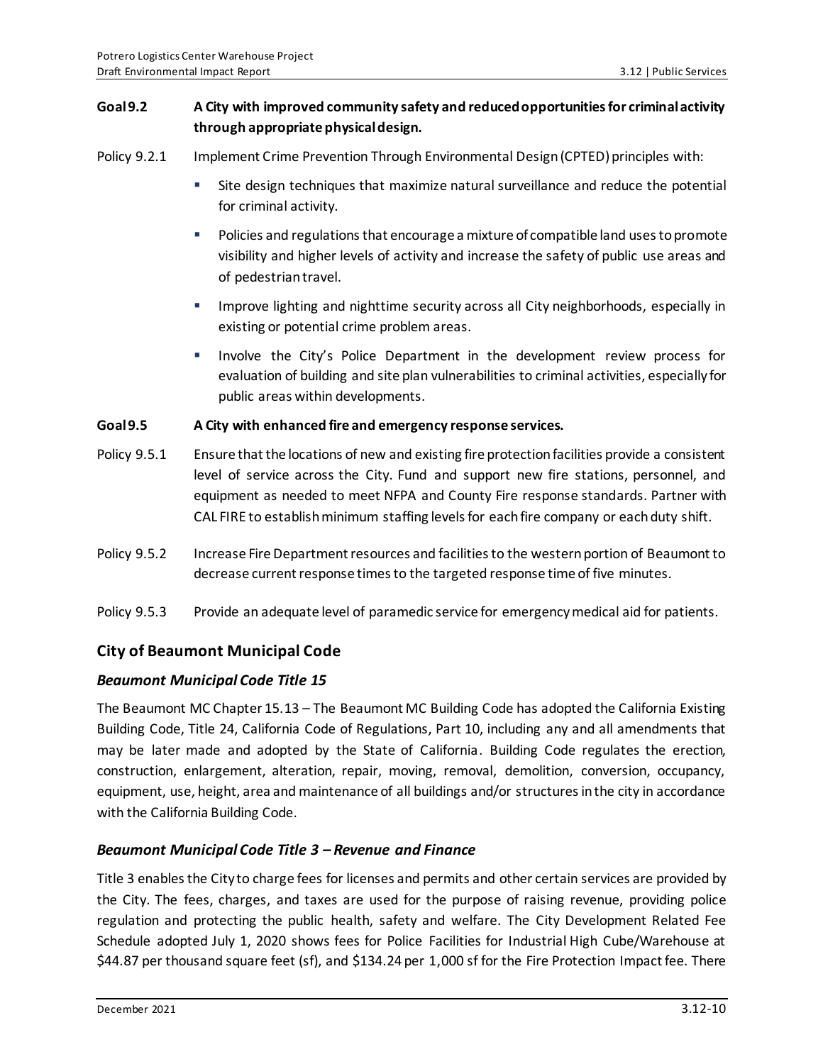**Goal 9.2 A City with improved community safety and reduced opportunities for criminal activity through appropriate physical design.**

Policy 9.2.1 Implement Crime Prevention Through Environmental Design (CPTED) principles with:

- Site design techniques that maximize natural surveillance and reduce the potential for criminal activity.
- Policies and regulations that encourage a mixture of compatible land uses to promote visibility and higher levels of activity and increase the safety of public use areas and of pedestrian travel.
- Improve lighting and nighttime security across all City neighborhoods, especially in existing or potential crime problem areas.
- Involve the City's Police Department in the development review process for evaluation of building and site plan vulnerabilities to criminal activities, especially for public areas within developments.

**Goal 9.5 A City with enhanced fire and emergency response services.**

Policy 9.5.1 Ensure that the locations of new and existing fire protection facilities provide a consistent level of service across the City. Fund and support new fire stations, personnel, and equipment as needed to meet NFPA and County Fire response standards. Partner with CAL FIRE to establish minimum staffing levels for each fire company or each duty shift.

Policy 9.5.2 Increase Fire Department resources and facilities to the western portion of Beaumont to decrease current response times to the targeted response time of five minutes.

Policy 9.5.3 Provide an adequate level of paramedic service for emergency medical aid for patients.

## City of Beaumont Municipal Code

### *Beaumont Municipal Code Title 15*

The Beaumont MC Chapter 15.13 – The Beaumont MC Building Code has adopted the California Existing Building Code, Title 24, California Code of Regulations, Part 10, including any and all amendments that may be later made and adopted by the State of California. Building Code regulates the erection, construction, enlargement, alteration, repair, moving, removal, demolition, conversion, occupancy, equipment, use, height, area and maintenance of all buildings and/or structures in the city in accordance with the California Building Code.

### *Beaumont Municipal Code Title 3 – Revenue and Finance*

Title 3 enables the City to charge fees for licenses and permits and other certain services are provided by the City. The fees, charges, and taxes are used for the purpose of raising revenue, providing police regulation and protecting the public health, safety and welfare. The City Development Related Fee Schedule adopted July 1, 2020 shows fees for Police Facilities for Industrial High Cube/Warehouse at $44.87 per thousand square feet (sf), and $134.24 per 1,000 sf for the Fire Protection Impact fee. There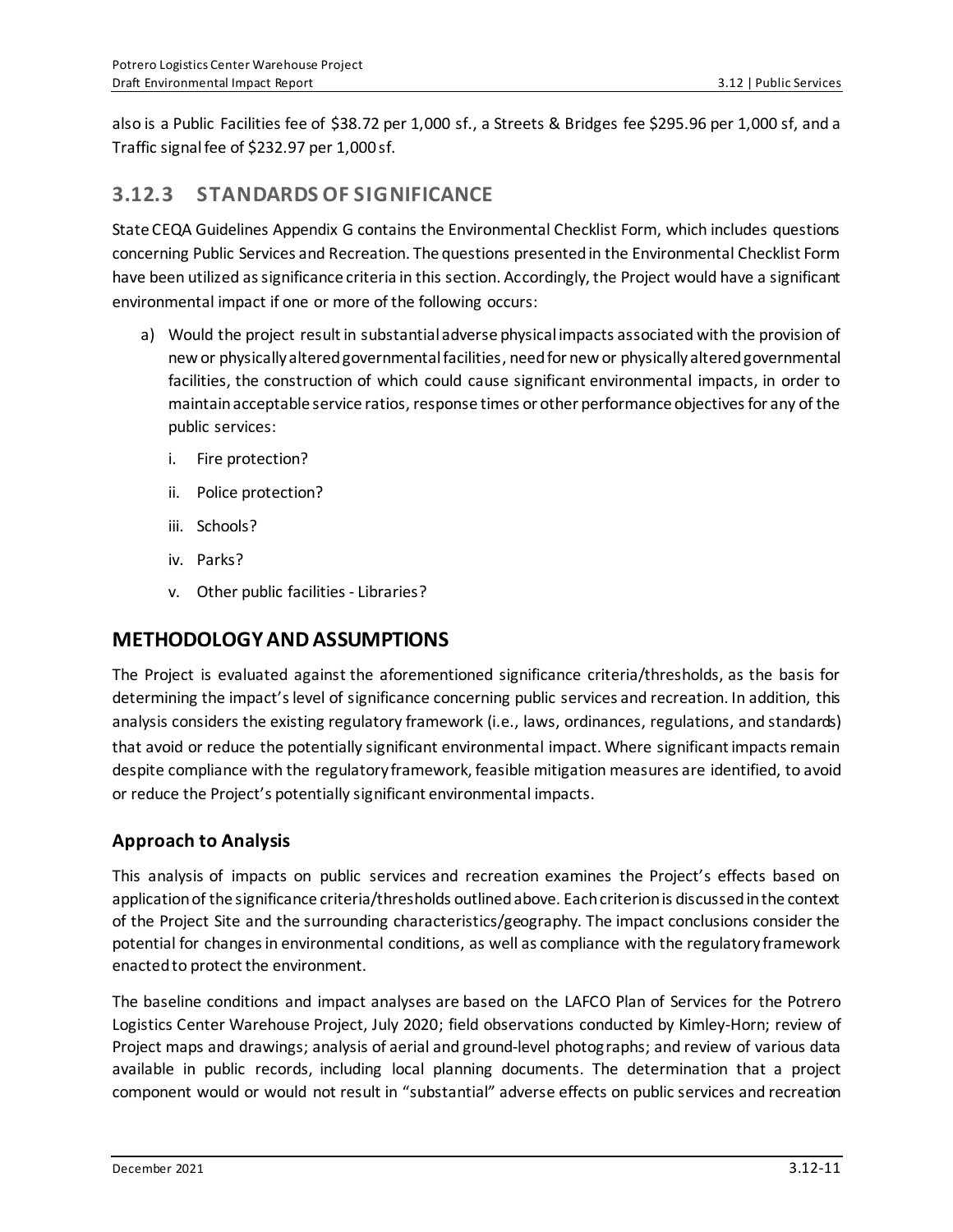also is a Public Facilities fee of $38.72 per 1,000 sf., a Streets & Bridges fee $295.96 per 1,000 sf, and a Traffic signal fee of $232.97 per 1,000 sf.

## 3.12.3 STANDARDS OF SIGNIFICANCE

State CEQA Guidelines Appendix G contains the Environmental Checklist Form, which includes questions concerning Public Services and Recreation. The questions presented in the Environmental Checklist Form have been utilized as significance criteria in this section. Accordingly, the Project would have a significant environmental impact if one or more of the following occurs:

a) Would the project result in substantial adverse physical impacts associated with the provision of new or physically altered governmental facilities, need for new or physically altered governmental facilities, the construction of which could cause significant environmental impacts, in order to maintain acceptable service ratios, response times or other performance objectives for any of the public services:

   i. Fire protection?

   ii. Police protection?

   iii. Schools?

   iv. Parks?

   v. Other public facilities - Libraries?

## METHODOLOGY AND ASSUMPTIONS

The Project is evaluated against the aforementioned significance criteria/thresholds, as the basis for determining the impact's level of significance concerning public services and recreation. In addition, this analysis considers the existing regulatory framework (i.e., laws, ordinances, regulations, and standards) that avoid or reduce the potentially significant environmental impact. Where significant impacts remain despite compliance with the regulatory framework, feasible mitigation measures are identified, to avoid or reduce the Project's potentially significant environmental impacts.

### Approach to Analysis

This analysis of impacts on public services and recreation examines the Project's effects based on application of the significance criteria/thresholds outlined above. Each criterion is discussed in the context of the Project Site and the surrounding characteristics/geography. The impact conclusions consider the potential for changes in environmental conditions, as well as compliance with the regulatory framework enacted to protect the environment.

The baseline conditions and impact analyses are based on the LAFCO Plan of Services for the Potrero Logistics Center Warehouse Project, July 2020; field observations conducted by Kimley-Horn; review of Project maps and drawings; analysis of aerial and ground-level photographs; and review of various data available in public records, including local planning documents. The determination that a project component would or would not result in "substantial" adverse effects on public services and recreation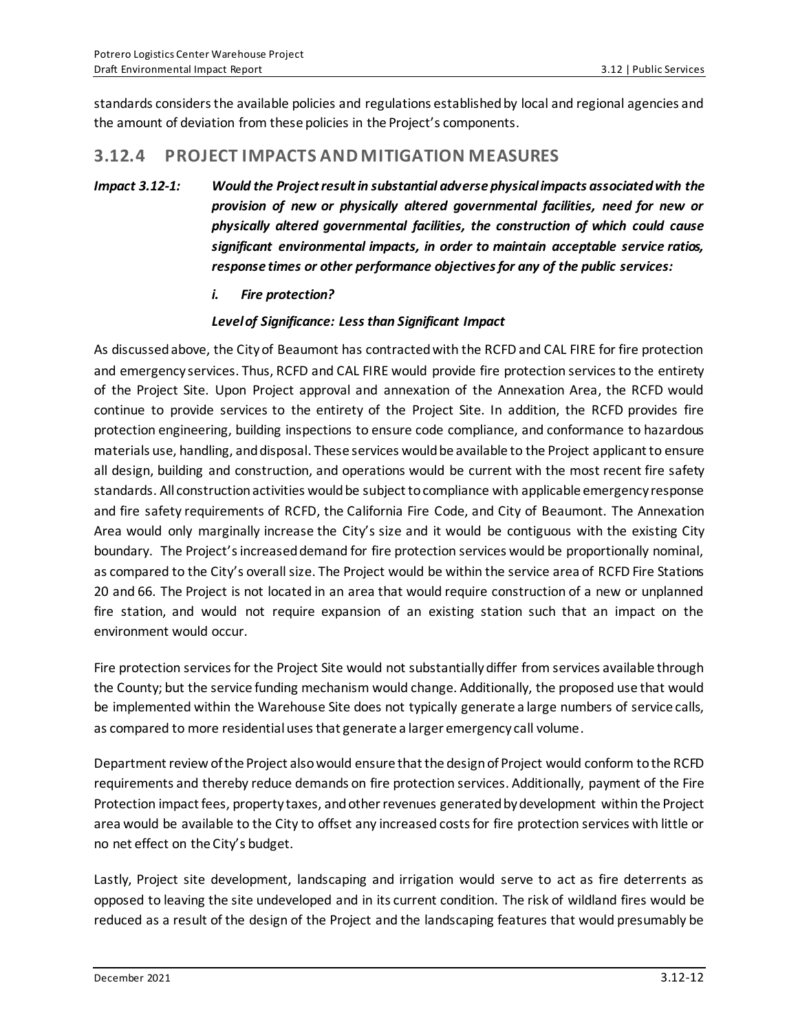standards considers the available policies and regulations established by local and regional agencies and the amount of deviation from these policies in the Project's components.

## 3.12.4 PROJECT IMPACTS AND MITIGATION MEASURES

***Impact 3.12-1: Would the Project result in substantial adverse physical impacts associated with the provision of new or physically altered governmental facilities, need for new or physically altered governmental facilities, the construction of which could cause significant environmental impacts, in order to maintain acceptable service ratios, response times or other performance objectives for any of the public services:***

***i. Fire protection?***

***Level of Significance: Less than Significant Impact***

As discussed above, the City of Beaumont has contracted with the RCFD and CAL FIRE for fire protection and emergency services. Thus, RCFD and CAL FIRE would provide fire protection services to the entirety of the Project Site. Upon Project approval and annexation of the Annexation Area, the RCFD would continue to provide services to the entirety of the Project Site. In addition, the RCFD provides fire protection engineering, building inspections to ensure code compliance, and conformance to hazardous materials use, handling, and disposal. These services would be available to the Project applicant to ensure all design, building and construction, and operations would be current with the most recent fire safety standards. All construction activities would be subject to compliance with applicable emergency response and fire safety requirements of RCFD, the California Fire Code, and City of Beaumont. The Annexation Area would only marginally increase the City's size and it would be contiguous with the existing City boundary. The Project's increased demand for fire protection services would be proportionally nominal, as compared to the City's overall size. The Project would be within the service area of RCFD Fire Stations 20 and 66. The Project is not located in an area that would require construction of a new or unplanned fire station, and would not require expansion of an existing station such that an impact on the environment would occur.

Fire protection services for the Project Site would not substantially differ from services available through the County; but the service funding mechanism would change. Additionally, the proposed use that would be implemented within the Warehouse Site does not typically generate a large numbers of service calls, as compared to more residential uses that generate a larger emergency call volume.

Department review of the Project also would ensure that the design of Project would conform to the RCFD requirements and thereby reduce demands on fire protection services. Additionally, payment of the Fire Protection impact fees, property taxes, and other revenues generated by development within the Project area would be available to the City to offset any increased costs for fire protection services with little or no net effect on the City's budget.

Lastly, Project site development, landscaping and irrigation would serve to act as fire deterrents as opposed to leaving the site undeveloped and in its current condition. The risk of wildland fires would be reduced as a result of the design of the Project and the landscaping features that would presumably be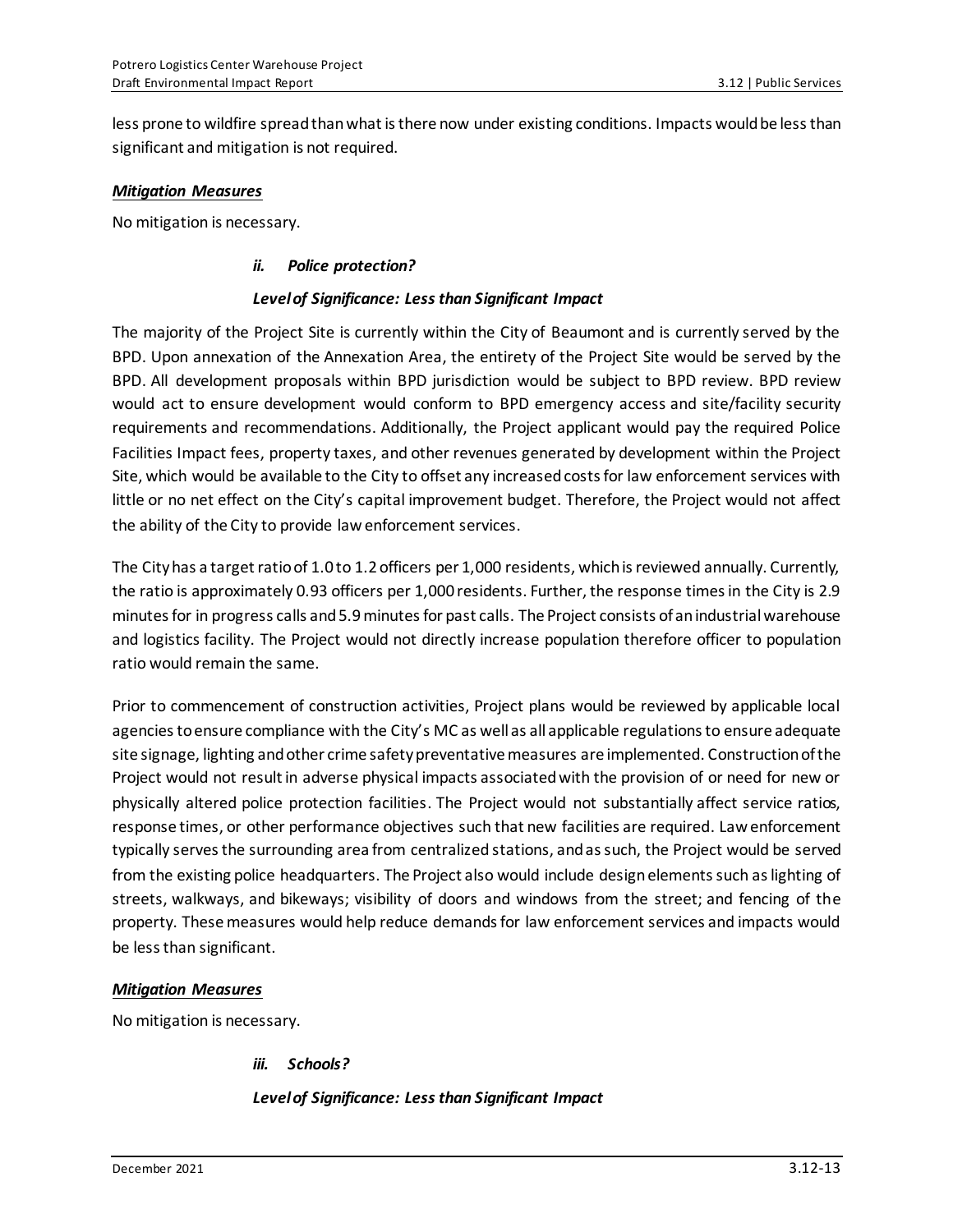less prone to wildfire spread than what is there now under existing conditions. Impacts would be less than significant and mitigation is not required.

***Mitigation Measures***

No mitigation is necessary.

***ii. Police protection?***

***Level of Significance: Less than Significant Impact***

The majority of the Project Site is currently within the City of Beaumont and is currently served by the BPD. Upon annexation of the Annexation Area, the entirety of the Project Site would be served by the BPD. All development proposals within BPD jurisdiction would be subject to BPD review. BPD review would act to ensure development would conform to BPD emergency access and site/facility security requirements and recommendations. Additionally, the Project applicant would pay the required Police Facilities Impact fees, property taxes, and other revenues generated by development within the Project Site, which would be available to the City to offset any increased costs for law enforcement services with little or no net effect on the City's capital improvement budget. Therefore, the Project would not affect the ability of the City to provide law enforcement services.

The City has a target ratio of 1.0 to 1.2 officers per 1,000 residents, which is reviewed annually. Currently, the ratio is approximately 0.93 officers per 1,000 residents. Further, the response times in the City is 2.9 minutes for in progress calls and 5.9 minutes for past calls. The Project consists of an industrial warehouse and logistics facility. The Project would not directly increase population therefore officer to population ratio would remain the same.

Prior to commencement of construction activities, Project plans would be reviewed by applicable local agencies to ensure compliance with the City's MC as well as all applicable regulations to ensure adequate site signage, lighting and other crime safety preventative measures are implemented. Construction of the Project would not result in adverse physical impacts associated with the provision of or need for new or physically altered police protection facilities. The Project would not substantially affect service ratios, response times, or other performance objectives such that new facilities are required. Law enforcement typically serves the surrounding area from centralized stations, and as such, the Project would be served from the existing police headquarters. The Project also would include design elements such as lighting of streets, walkways, and bikeways; visibility of doors and windows from the street; and fencing of the property. These measures would help reduce demands for law enforcement services and impacts would be less than significant.

***Mitigation Measures***

No mitigation is necessary.

***iii. Schools?***

***Level of Significance: Less than Significant Impact***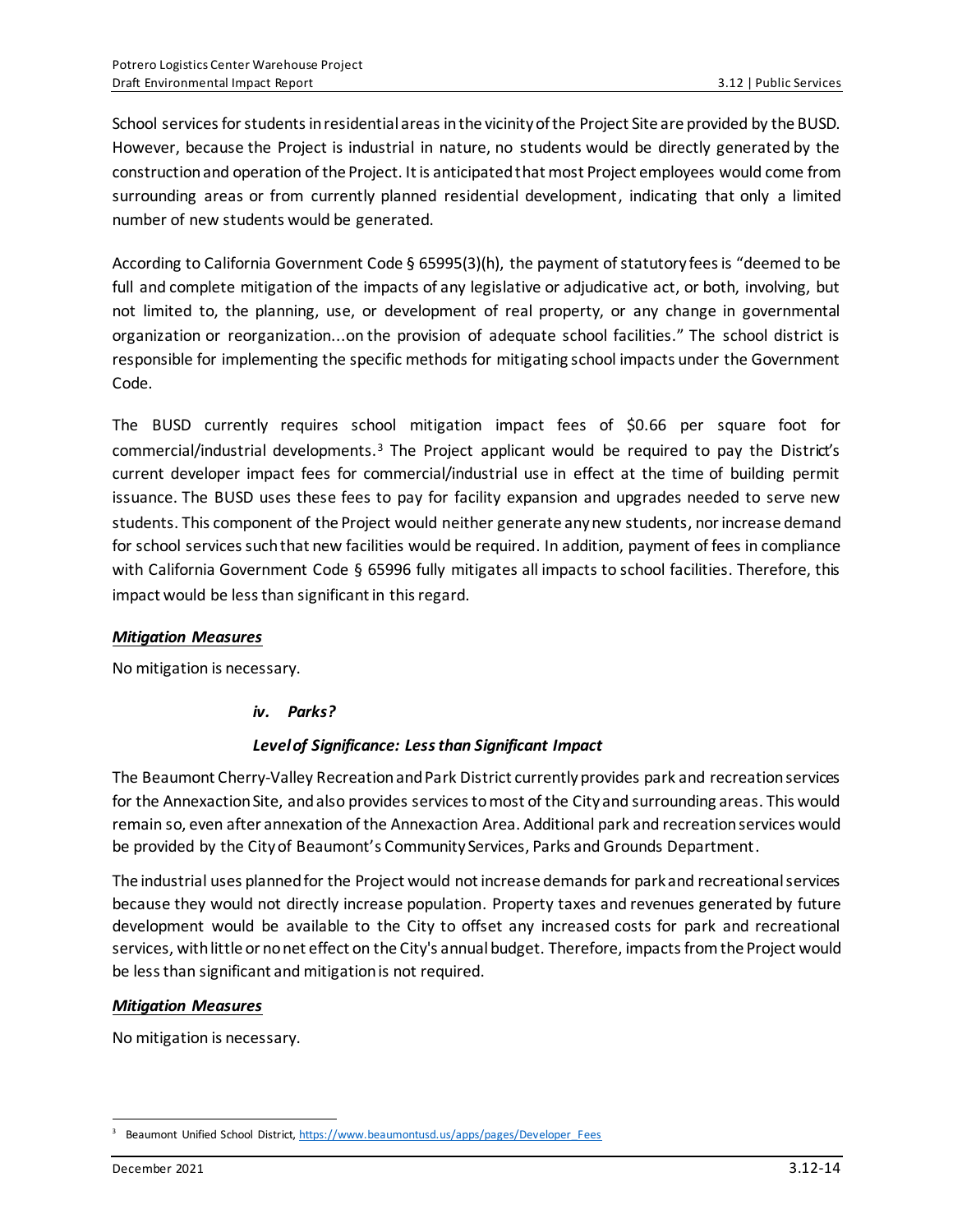School services for students in residential areas in the vicinity of the Project Site are provided by the BUSD. However, because the Project is industrial in nature, no students would be directly generated by the construction and operation of the Project. It is anticipated that most Project employees would come from surrounding areas or from currently planned residential development, indicating that only a limited number of new students would be generated.

According to California Government Code § 65995(3)(h), the payment of statutory fees is "deemed to be full and complete mitigation of the impacts of any legislative or adjudicative act, or both, involving, but not limited to, the planning, use, or development of real property, or any change in governmental organization or reorganization...on the provision of adequate school facilities." The school district is responsible for implementing the specific methods for mitigating school impacts under the Government Code.

The BUSD currently requires school mitigation impact fees of $0.66 per square foot for commercial/industrial developments.[3] The Project applicant would be required to pay the District's current developer impact fees for commercial/industrial use in effect at the time of building permit issuance. The BUSD uses these fees to pay for facility expansion and upgrades needed to serve new students. This component of the Project would neither generate any new students, nor increase demand for school services such that new facilities would be required. In addition, payment of fees in compliance with California Government Code § 65996 fully mitigates all impacts to school facilities. Therefore, this impact would be less than significant in this regard.

***Mitigation Measures***

No mitigation is necessary.

***iv. Parks?***

***Level of Significance: Less than Significant Impact***

The Beaumont Cherry-Valley Recreation and Park District currently provides park and recreation services for the Annexaction Site, and also provides services to most of the City and surrounding areas. This would remain so, even after annexation of the Annexaction Area. Additional park and recreation services would be provided by the City of Beaumont's Community Services, Parks and Grounds Department.

The industrial uses planned for the Project would not increase demands for park and recreational services because they would not directly increase population. Property taxes and revenues generated by future development would be available to the City to offset any increased costs for park and recreational services, with little or no net effect on the City's annual budget. Therefore, impacts from the Project would be less than significant and mitigation is not required.

***Mitigation Measures***

No mitigation is necessary.

---

[3] Beaumont Unified School District, https://www.beaumontusd.us/apps/pages/Developer_Fees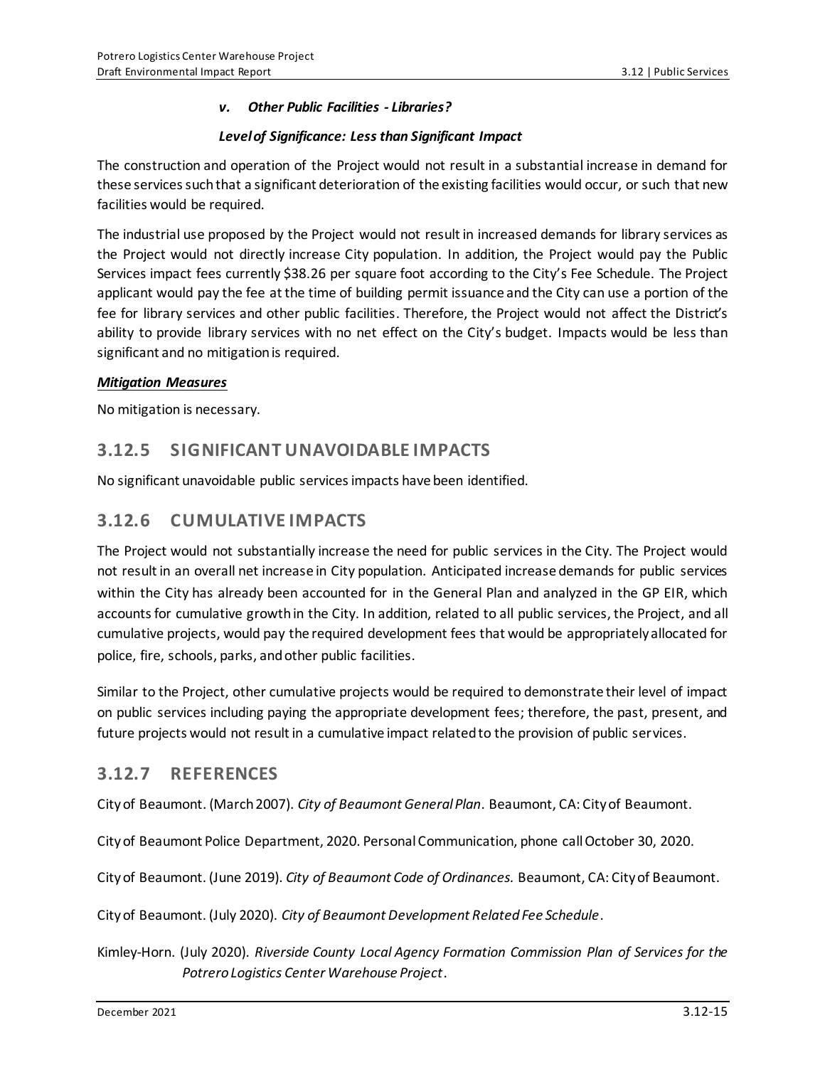#### *v. Other Public Facilities - Libraries?*

***Level of Significance: Less than Significant Impact***

The construction and operation of the Project would not result in a substantial increase in demand for these services such that a significant deterioration of the existing facilities would occur, or such that new facilities would be required.

The industrial use proposed by the Project would not result in increased demands for library services as the Project would not directly increase City population. In addition, the Project would pay the Public Services impact fees currently $38.26 per square foot according to the City's Fee Schedule. The Project applicant would pay the fee at the time of building permit issuance and the City can use a portion of the fee for library services and other public facilities. Therefore, the Project would not affect the District's ability to provide library services with no net effect on the City's budget. Impacts would be less than significant and no mitigation is required.

***Mitigation Measures***

No mitigation is necessary.

## 3.12.5 SIGNIFICANT UNAVOIDABLE IMPACTS

No significant unavoidable public services impacts have been identified.

## 3.12.6 CUMULATIVE IMPACTS

The Project would not substantially increase the need for public services in the City. The Project would not result in an overall net increase in City population. Anticipated increase demands for public services within the City has already been accounted for in the General Plan and analyzed in the GP EIR, which accounts for cumulative growth in the City. In addition, related to all public services, the Project, and all cumulative projects, would pay the required development fees that would be appropriately allocated for police, fire, schools, parks, and other public facilities.

Similar to the Project, other cumulative projects would be required to demonstrate their level of impact on public services including paying the appropriate development fees; therefore, the past, present, and future projects would not result in a cumulative impact related to the provision of public services.

## 3.12.7 REFERENCES

City of Beaumont. (March 2007). *City of Beaumont General Plan*. Beaumont, CA: City of Beaumont.

City of Beaumont Police Department, 2020. Personal Communication, phone call October 30, 2020.

City of Beaumont. (June 2019). *City of Beaumont Code of Ordinances.* Beaumont, CA: City of Beaumont.

City of Beaumont. (July 2020). *City of Beaumont Development Related Fee Schedule*.

Kimley-Horn. (July 2020). *Riverside County Local Agency Formation Commission Plan of Services for the Potrero Logistics Center Warehouse Project*.